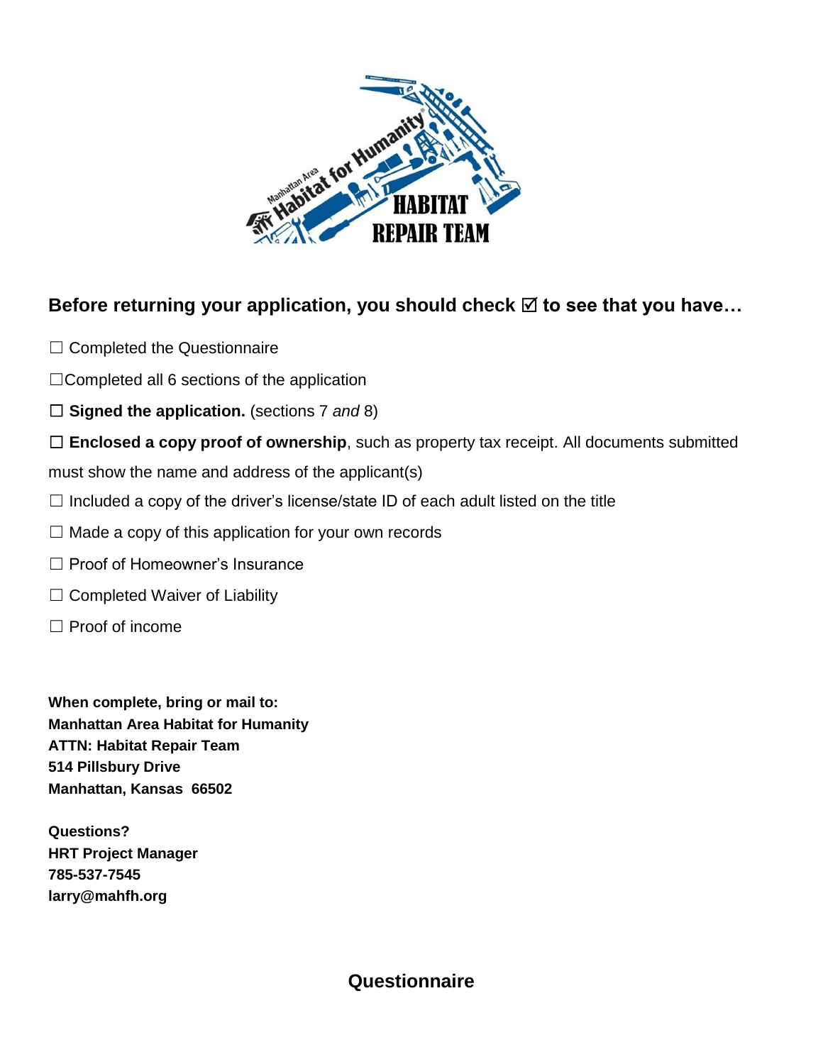**Before returning your application, you should check ☑ to see that you have…**

☐ Completed the Questionnaire

☐Completed all 6 sections of the application

☐ **Signed the application.** (sections 7 *and* 8)

☐ **Enclosed a copy proof of ownership**, such as property tax receipt. All documents submitted must show the name and address of the applicant(s)

☐ Included a copy of the driver's license/state ID of each adult listed on the title

☐ Made a copy of this application for your own records

☐ Proof of Homeowner's Insurance

☐ Completed Waiver of Liability

☐ Proof of income

**When complete, bring or mail to:**
**Manhattan Area Habitat for Humanity**
**ATTN: Habitat Repair Team**
**514 Pillsbury Drive**
**Manhattan, Kansas 66502**

**Questions?**
**HRT Project Manager**
**785-537-7545**
**larry@mahfh.org**

## Questionnaire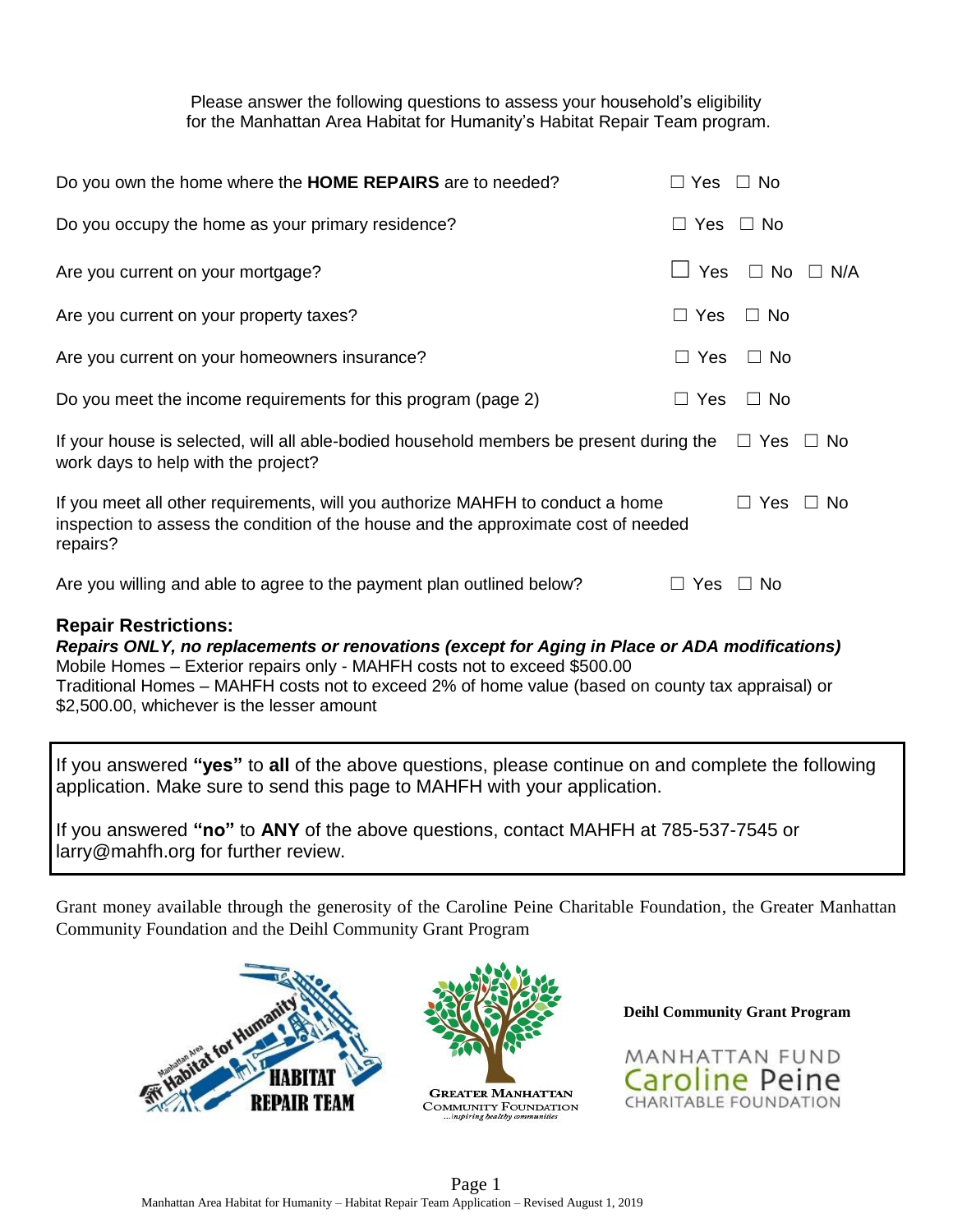Please answer the following questions to assess your household's eligibility for the Manhattan Area Habitat for Humanity's Habitat Repair Team program.

| Question | Response |
| --- | --- |
| Do you own the home where the **HOME REPAIRS** are to needed? | ☐ Yes ☐ No |
| Do you occupy the home as your primary residence? | ☐ Yes ☐ No |
| Are you current on your mortgage? | ☐ Yes ☐ No ☐ N/A |
| Are you current on your property taxes? | ☐ Yes ☐ No |
| Are you current on your homeowners insurance? | ☐ Yes ☐ No |
| Do you meet the income requirements for this program (page 2) | ☐ Yes ☐ No |
| If your house is selected, will all able-bodied household members be present during the work days to help with the project? | ☐ Yes ☐ No |
| If you meet all other requirements, will you authorize MAHFH to conduct a home inspection to assess the condition of the house and the approximate cost of needed repairs? | ☐ Yes ☐ No |
| Are you willing and able to agree to the payment plan outlined below? | ☐ Yes ☐ No |

### Repair Restrictions:

***Repairs ONLY, no replacements or renovations (except for Aging in Place or ADA modifications)***

Mobile Homes – Exterior repairs only - MAHFH costs not to exceed $500.00

Traditional Homes – MAHFH costs not to exceed 2% of home value (based on county tax appraisal) or $2,500.00, whichever is the lesser amount

If you answered **"yes"** to **all** of the above questions, please continue on and complete the following application. Make sure to send this page to MAHFH with your application.

If you answered **"no"** to **ANY** of the above questions, contact MAHFH at 785-537-7545 or larry@mahfh.org for further review.

Grant money available through the generosity of the Caroline Peine Charitable Foundation, the Greater Manhattan Community Foundation and the Deihl Community Grant Program

Manhattan Area Habitat for Humanity HABITAT REPAIR TEAM

GREATER MANHATTAN COMMUNITY FOUNDATION ...inspiring healthy communities

**Deihl Community Grant Program**

MANHATTAN FUND Caroline Peine CHARITABLE FOUNDATION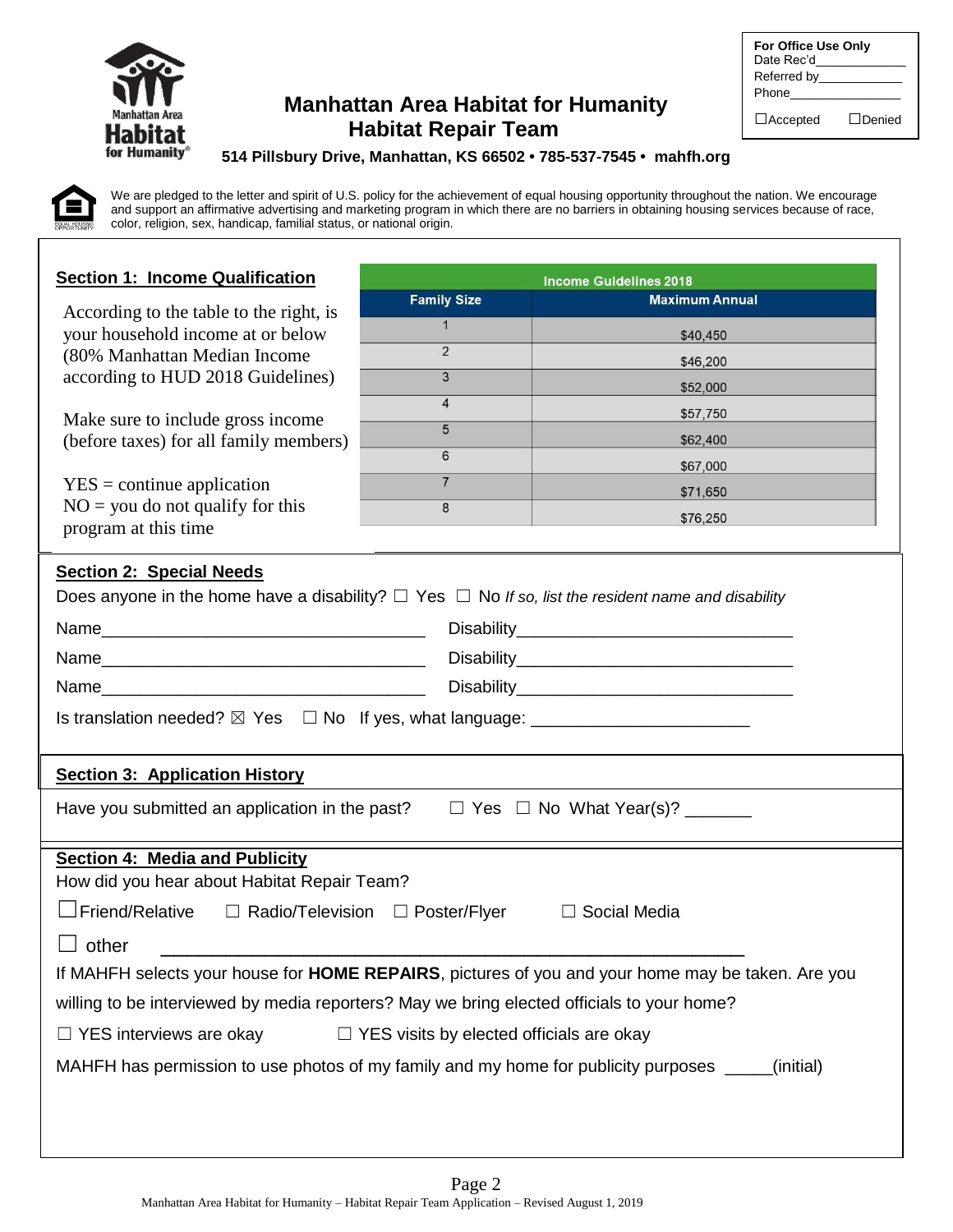**For Office Use Only**
Date Rec'd____________
Referred by____________
Phone________________

☐Accepted ☐Denied

# Manhattan Area Habitat for Humanity
## Habitat Repair Team

**514 Pillsbury Drive, Manhattan, KS 66502 • 785-537-7545 • mahfh.org**

We are pledged to the letter and spirit of U.S. policy for the achievement of equal housing opportunity throughout the nation. We encourage and support an affirmative advertising and marketing program in which there are no barriers in obtaining housing services because of race, color, religion, sex, handicap, familial status, or national origin.

### Section 1: Income Qualification

According to the table to the right, is your household income at or below (80% Manhattan Median Income according to HUD 2018 Guidelines)

Make sure to include gross income (before taxes) for all family members)

YES = continue application
NO = you do not qualify for this program at this time

**Income Guidelines 2018**

| Family Size | Maximum Annual |
|---|---|
| 1 | $40,450 |
| 2 | $46,200 |
| 3 | $52,000 |
| 4 | $57,750 |
| 5 | $62,400 |
| 6 | $67,000 |
| 7 | $71,650 |
| 8 | $76,250 |

### Section 2: Special Needs

Does anyone in the home have a disability? ☐ Yes ☐ No *If so, list the resident name and disability*

Name__________________________________ Disability_____________________________

Name__________________________________ Disability_____________________________

Name__________________________________ Disability_____________________________

Is translation needed? ☒ Yes ☐ No If yes, what language: ______________________

### Section 3: Application History

Have you submitted an application in the past? ☐ Yes ☐ No What Year(s)? _______

### Section 4: Media and Publicity

How did you hear about Habitat Repair Team?

☐ Friend/Relative ☐ Radio/Television ☐ Poster/Flyer ☐ Social Media

☐ other ________________________________________________________

If MAHFH selects your house for **HOME REPAIRS**, pictures of you and your home may be taken. Are you willing to be interviewed by media reporters? May we bring elected officials to your home?

☐ YES interviews are okay ☐ YES visits by elected officials are okay

MAHFH has permission to use photos of my family and my home for publicity purposes _____(initial)

Manhattan Area Habitat for Humanity – Habitat Repair Team Application – Revised August 1, 2019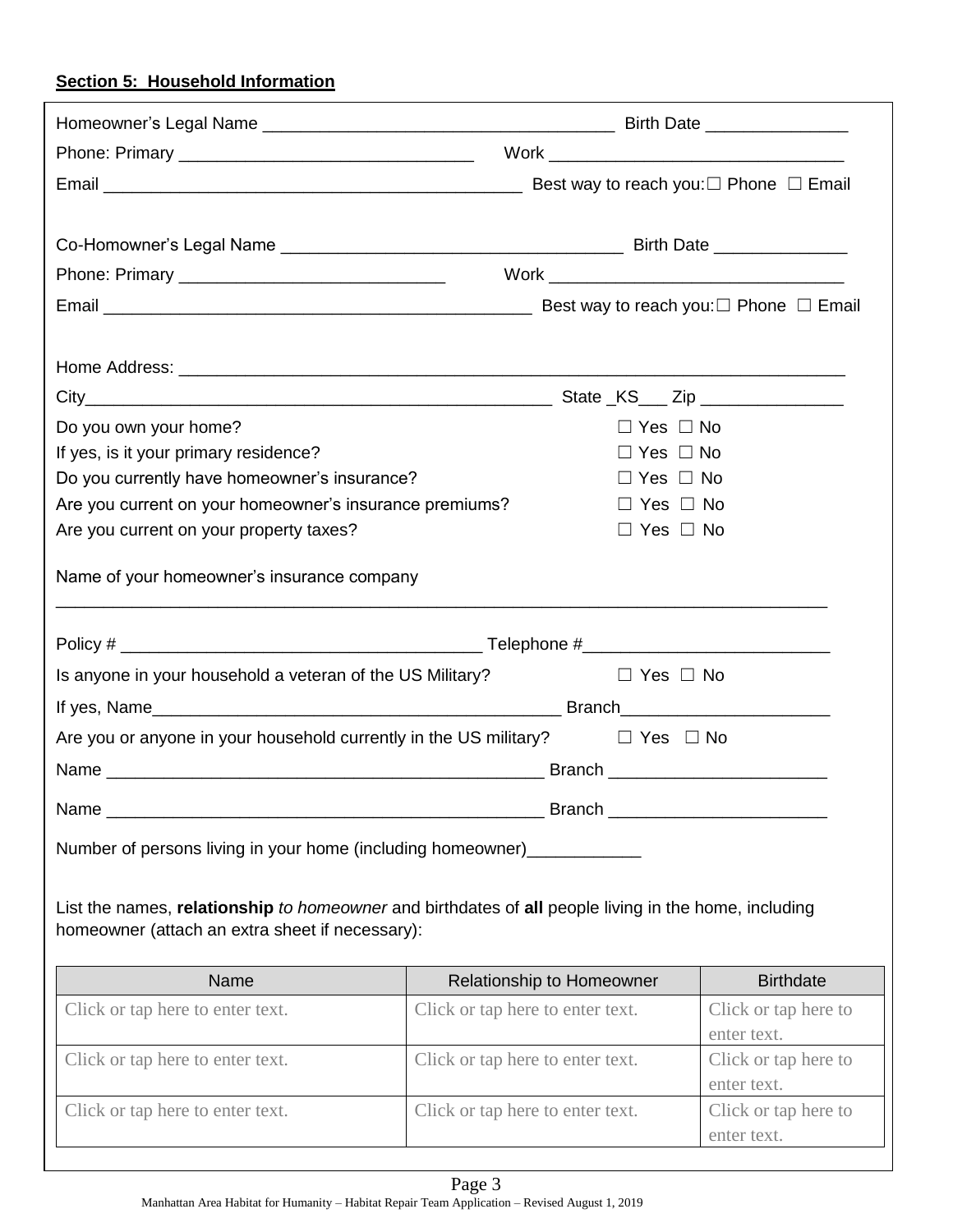**Section 5: Household Information**

Homeowner's Legal Name ____________________________________ Birth Date _______________

Phone: Primary _______________________________ Work _______________________________

Email ____________________________________________ Best way to reach you: ☐ Phone ☐ Email

Co-Homowner's Legal Name __________________________________ Birth Date ______________

Phone: Primary ___________________________ Work _______________________________

Email ____________________________________________ Best way to reach you: ☐ Phone ☐ Email

Home Address: _______________________________________________________________________

City_________________________________________________ State _KS___ Zip _______________

Do you own your home? ☐ Yes ☐ No

If yes, is it your primary residence? ☐ Yes ☐ No

Do you currently have homeowner's insurance? ☐ Yes ☐ No

Are you current on your homeowner's insurance premiums? ☐ Yes ☐ No

Are you current on your property taxes? ☐ Yes ☐ No

Name of your homeowner's insurance company

_________________________________________________________________________________

Policy # ______________________________________ Telephone #__________________________

Is anyone in your household a veteran of the US Military? ☐ Yes ☐ No

If yes, Name____________________________________________ Branch______________________

Are you or anyone in your household currently in the US military? ☐ Yes ☐ No

Name ______________________________________________ Branch _______________________

Name ______________________________________________ Branch _______________________

Number of persons living in your home (including homeowner)____________

List the names, **relationship** *to homeowner* and birthdates of **all** people living in the home, including homeowner (attach an extra sheet if necessary):

| Name | Relationship to Homeowner | Birthdate |
|---|---|---|
| Click or tap here to enter text. | Click or tap here to enter text. | Click or tap here to enter text. |
| Click or tap here to enter text. | Click or tap here to enter text. | Click or tap here to enter text. |
| Click or tap here to enter text. | Click or tap here to enter text. | Click or tap here to enter text. |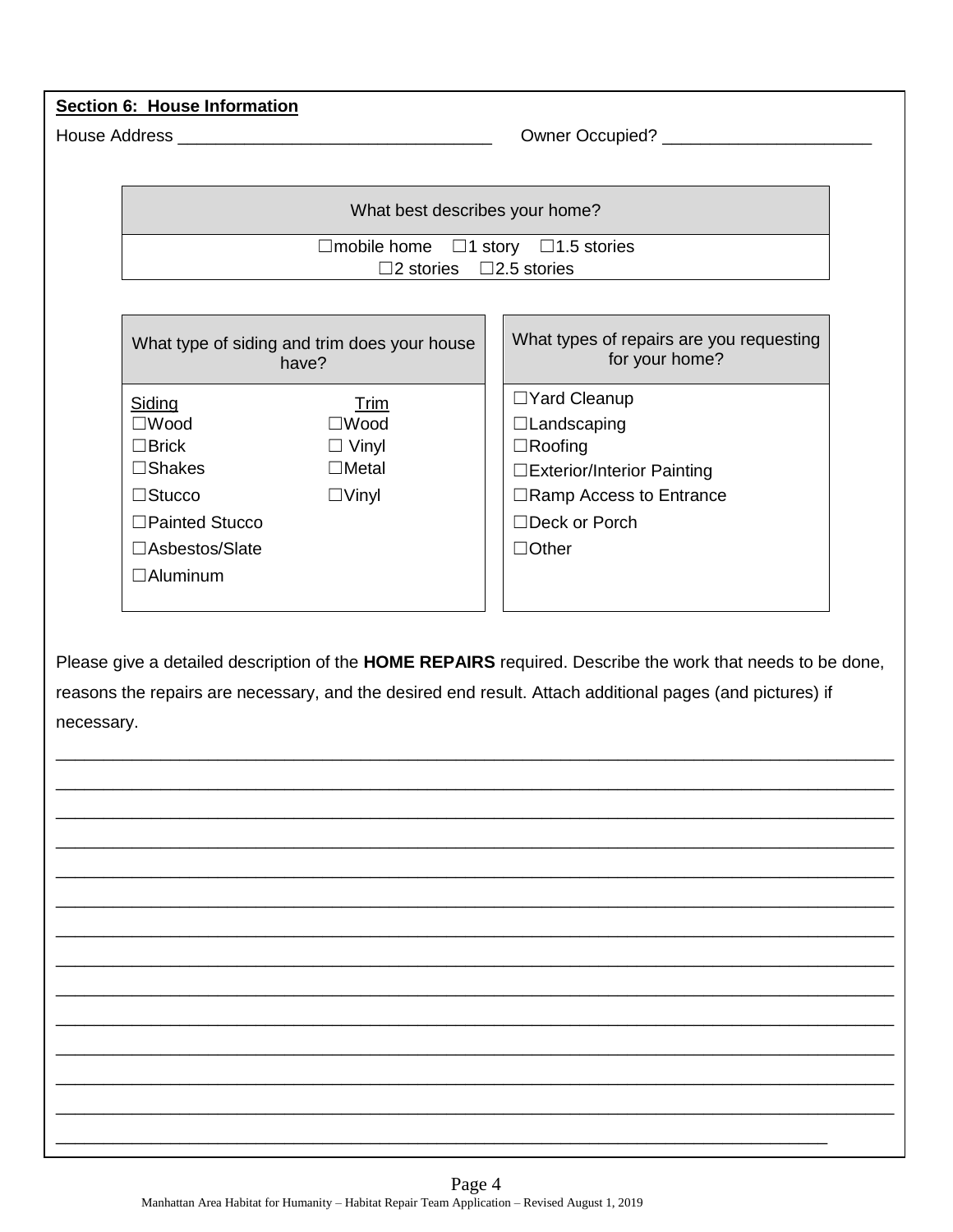**Section 6: House Information**

House Address ________________________________ Owner Occupied? ______________________

| What best describes your home? |
|---|
| ☐mobile home ☐1 story ☐1.5 stories ☐2 stories ☐2.5 stories |

| What type of siding and trim does your house have? | |
|---|---|
| Siding | Trim |
| ☐Wood | ☐Wood |
| ☐Brick | ☐ Vinyl |
| ☐Shakes | ☐Metal |
| ☐Stucco | ☐Vinyl |
| ☐Painted Stucco | |
| ☐Asbestos/Slate | |
| ☐Aluminum | |

| What types of repairs are you requesting for your home? |
|---|
| ☐Yard Cleanup |
| ☐Landscaping |
| ☐Roofing |
| ☐Exterior/Interior Painting |
| ☐Ramp Access to Entrance |
| ☐Deck or Porch |
| ☐Other |

Please give a detailed description of the **HOME REPAIRS** required. Describe the work that needs to be done, reasons the repairs are necessary, and the desired end result. Attach additional pages (and pictures) if necessary.

______________________________________________________________________________________

______________________________________________________________________________________

______________________________________________________________________________________

______________________________________________________________________________________

______________________________________________________________________________________

______________________________________________________________________________________

______________________________________________________________________________________

______________________________________________________________________________________

______________________________________________________________________________________

______________________________________________________________________________________

______________________________________________________________________________________

______________________________________________________________________________________

______________________________________________________________________________________

_______________________________________________________________________________

Manhattan Area Habitat for Humanity – Habitat Repair Team Application – Revised August 1, 2019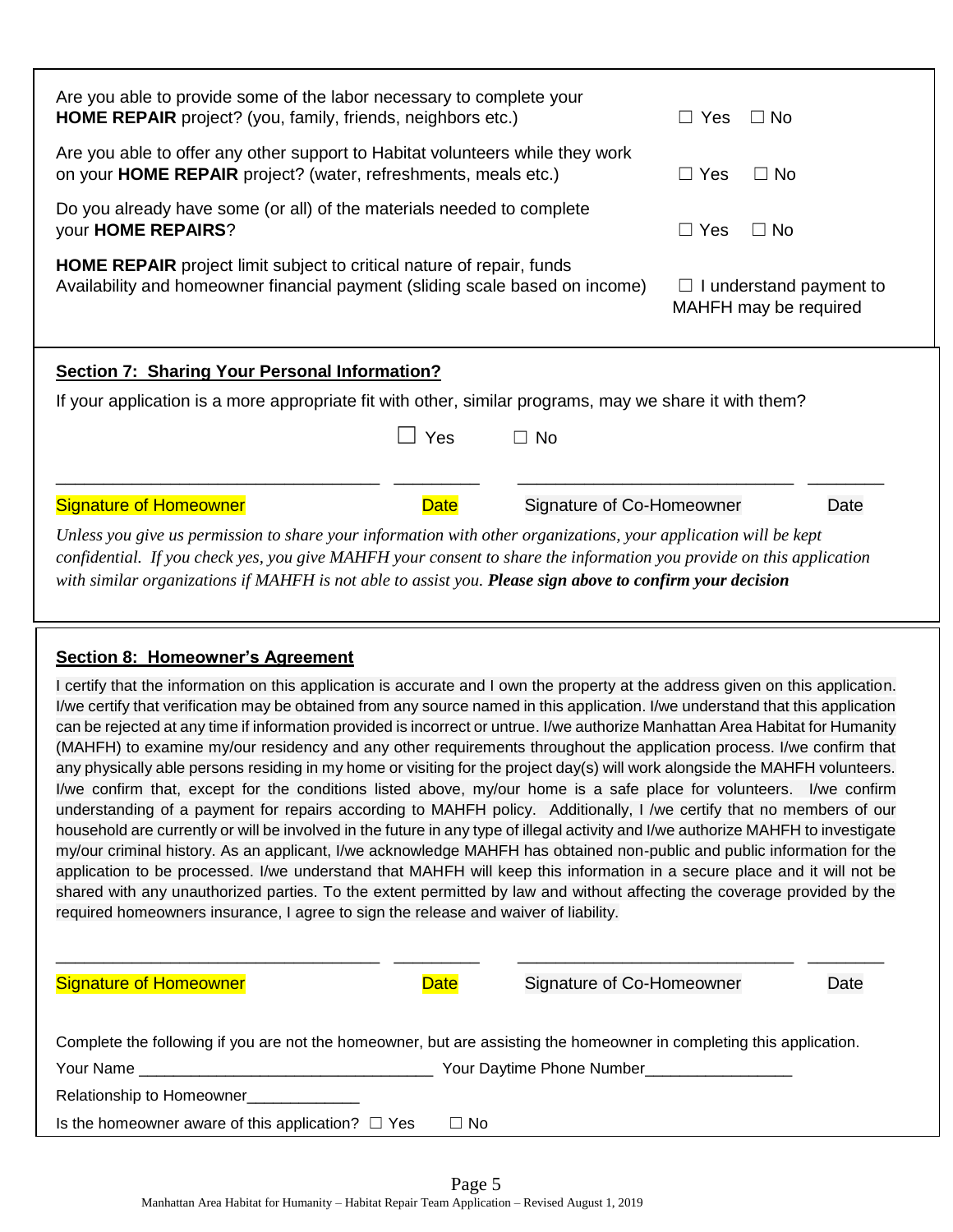Are you able to provide some of the labor necessary to complete your **HOME REPAIR** project? (you, family, friends, neighbors etc.) ☐ Yes ☐ No

Are you able to offer any other support to Habitat volunteers while they work on your **HOME REPAIR** project? (water, refreshments, meals etc.) ☐ Yes ☐ No

Do you already have some (or all) of the materials needed to complete your **HOME REPAIRS**? ☐ Yes ☐ No

**HOME REPAIR** project limit subject to critical nature of repair, funds Availability and homeowner financial payment (sliding scale based on income) ☐ I understand payment to MAHFH may be required

## Section 7: Sharing Your Personal Information?

If your application is a more appropriate fit with other, similar programs, may we share it with them?

☐ Yes ☐ No

___________________________________ _________ ______________________________ ________

Signature of Homeowner Date Signature of Co-Homeowner Date

*Unless you give us permission to share your information with other organizations, your application will be kept confidential. If you check yes, you give MAHFH your consent to share the information you provide on this application with similar organizations if MAHFH is not able to assist you.* ***Please sign above to confirm your decision***

## Section 8: Homeowner's Agreement

I certify that the information on this application is accurate and I own the property at the address given on this application. I/we certify that verification may be obtained from any source named in this application. I/we understand that this application can be rejected at any time if information provided is incorrect or untrue. I/we authorize Manhattan Area Habitat for Humanity (MAHFH) to examine my/our residency and any other requirements throughout the application process. I/we confirm that any physically able persons residing in my home or visiting for the project day(s) will work alongside the MAHFH volunteers. I/we confirm that, except for the conditions listed above, my/our home is a safe place for volunteers. I/we confirm understanding of a payment for repairs according to MAHFH policy. Additionally, I /we certify that no members of our household are currently or will be involved in the future in any type of illegal activity and I/we authorize MAHFH to investigate my/our criminal history. As an applicant, I/we acknowledge MAHFH has obtained non-public and public information for the application to be processed. I/we understand that MAHFH will keep this information in a secure place and it will not be shared with any unauthorized parties. To the extent permitted by law and without affecting the coverage provided by the required homeowners insurance, I agree to sign the release and waiver of liability.

___________________________________ _________ ______________________________ ________

Signature of Homeowner Date Signature of Co-Homeowner Date

Complete the following if you are not the homeowner, but are assisting the homeowner in completing this application.

Your Name _________________________________ Your Daytime Phone Number_________________

Relationship to Homeowner_____________

Is the homeowner aware of this application? ☐ Yes ☐ No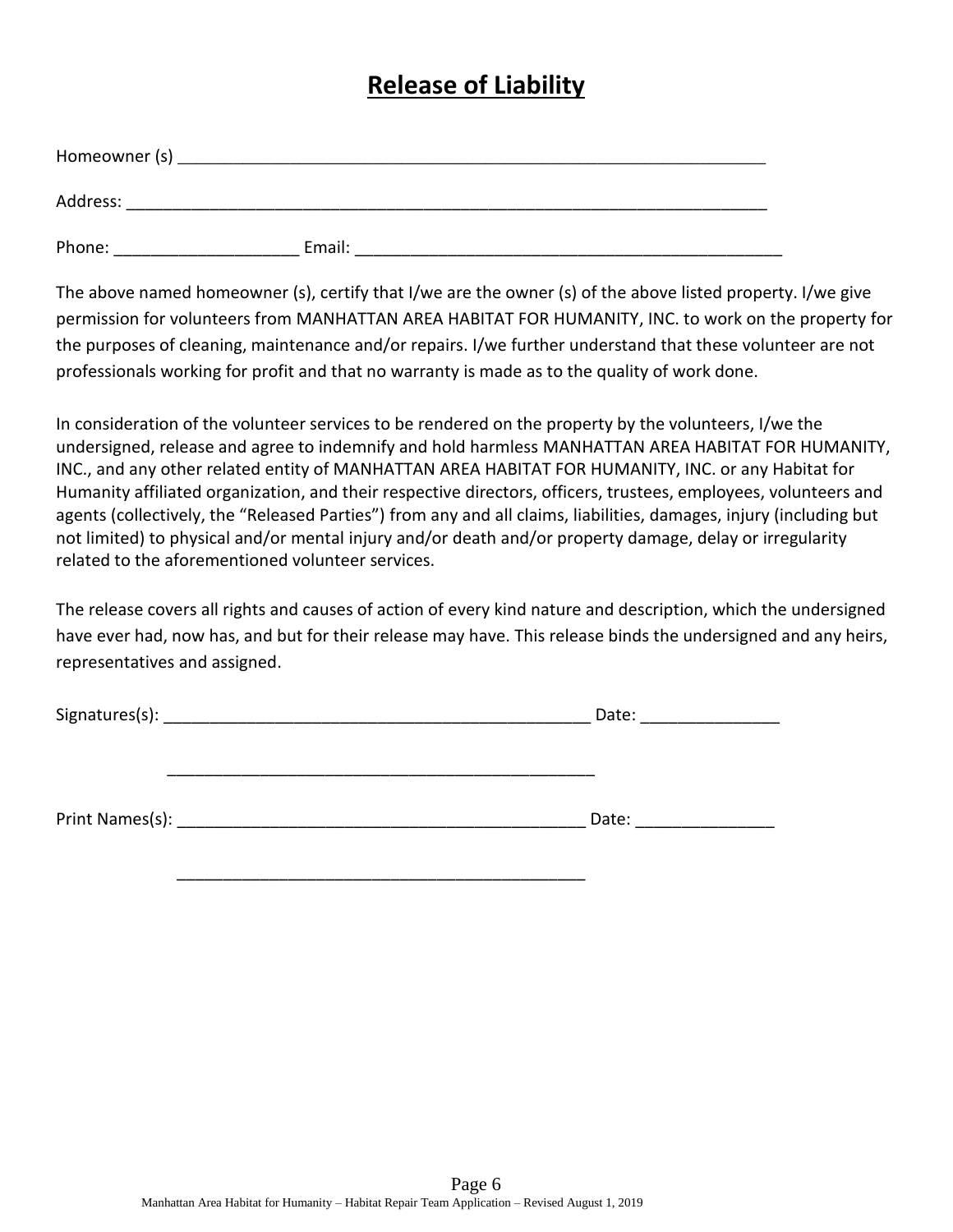# Release of Liability

Homeowner (s) ___________________________________________________________________

Address: ______________________________________________________________________

Phone: ____________________ Email: ________________________________________________

The above named homeowner (s), certify that I/we are the owner (s) of the above listed property. I/we give permission for volunteers from MANHATTAN AREA HABITAT FOR HUMANITY, INC. to work on the property for the purposes of cleaning, maintenance and/or repairs. I/we further understand that these volunteer are not professionals working for profit and that no warranty is made as to the quality of work done.

In consideration of the volunteer services to be rendered on the property by the volunteers, I/we the undersigned, release and agree to indemnify and hold harmless MANHATTAN AREA HABITAT FOR HUMANITY, INC., and any other related entity of MANHATTAN AREA HABITAT FOR HUMANITY, INC. or any Habitat for Humanity affiliated organization, and their respective directors, officers, trustees, employees, volunteers and agents (collectively, the "Released Parties") from any and all claims, liabilities, damages, injury (including but not limited) to physical and/or mental injury and/or death and/or property damage, delay or irregularity related to the aforementioned volunteer services.

The release covers all rights and causes of action of every kind nature and description, which the undersigned have ever had, now has, and but for their release may have. This release binds the undersigned and any heirs, representatives and assigned.

Signatures(s): _______________________________________________ Date: _______________

_______________________________________________

Print Names(s): _____________________________________________ Date: _______________

_____________________________________________

Manhattan Area Habitat for Humanity – Habitat Repair Team Application – Revised August 1, 2019